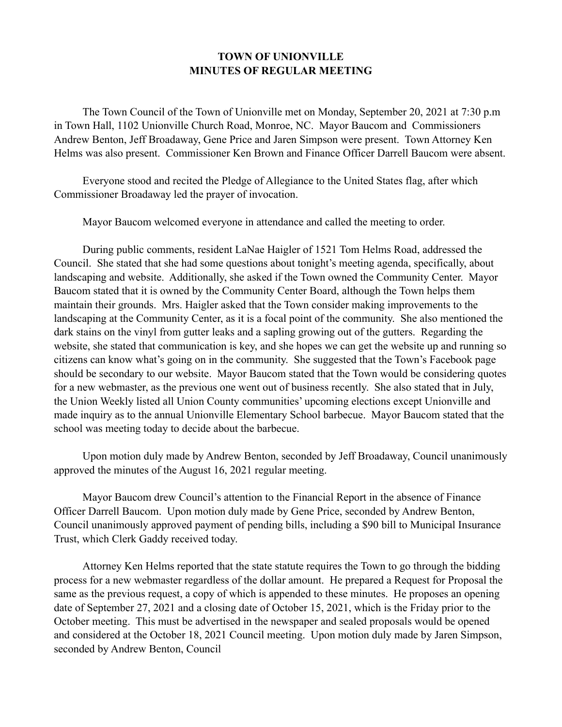# TOWN OF UNIONVILLE
# MINUTES OF REGULAR MEETING

The Town Council of the Town of Unionville met on Monday, September 20, 2021 at 7:30 p.m in Town Hall, 1102 Unionville Church Road, Monroe, NC. Mayor Baucom and Commissioners Andrew Benton, Jeff Broadaway, Gene Price and Jaren Simpson were present. Town Attorney Ken Helms was also present. Commissioner Ken Brown and Finance Officer Darrell Baucom were absent.

Everyone stood and recited the Pledge of Allegiance to the United States flag, after which Commissioner Broadaway led the prayer of invocation.

Mayor Baucom welcomed everyone in attendance and called the meeting to order.

During public comments, resident LaNae Haigler of 1521 Tom Helms Road, addressed the Council. She stated that she had some questions about tonight's meeting agenda, specifically, about landscaping and website. Additionally, she asked if the Town owned the Community Center. Mayor Baucom stated that it is owned by the Community Center Board, although the Town helps them maintain their grounds. Mrs. Haigler asked that the Town consider making improvements to the landscaping at the Community Center, as it is a focal point of the community. She also mentioned the dark stains on the vinyl from gutter leaks and a sapling growing out of the gutters. Regarding the website, she stated that communication is key, and she hopes we can get the website up and running so citizens can know what's going on in the community. She suggested that the Town's Facebook page should be secondary to our website. Mayor Baucom stated that the Town would be considering quotes for a new webmaster, as the previous one went out of business recently. She also stated that in July, the Union Weekly listed all Union County communities' upcoming elections except Unionville and made inquiry as to the annual Unionville Elementary School barbecue. Mayor Baucom stated that the school was meeting today to decide about the barbecue.

Upon motion duly made by Andrew Benton, seconded by Jeff Broadaway, Council unanimously approved the minutes of the August 16, 2021 regular meeting.

Mayor Baucom drew Council's attention to the Financial Report in the absence of Finance Officer Darrell Baucom. Upon motion duly made by Gene Price, seconded by Andrew Benton, Council unanimously approved payment of pending bills, including a $90 bill to Municipal Insurance Trust, which Clerk Gaddy received today.

Attorney Ken Helms reported that the state statute requires the Town to go through the bidding process for a new webmaster regardless of the dollar amount. He prepared a Request for Proposal the same as the previous request, a copy of which is appended to these minutes. He proposes an opening date of September 27, 2021 and a closing date of October 15, 2021, which is the Friday prior to the October meeting. This must be advertised in the newspaper and sealed proposals would be opened and considered at the October 18, 2021 Council meeting. Upon motion duly made by Jaren Simpson, seconded by Andrew Benton, Council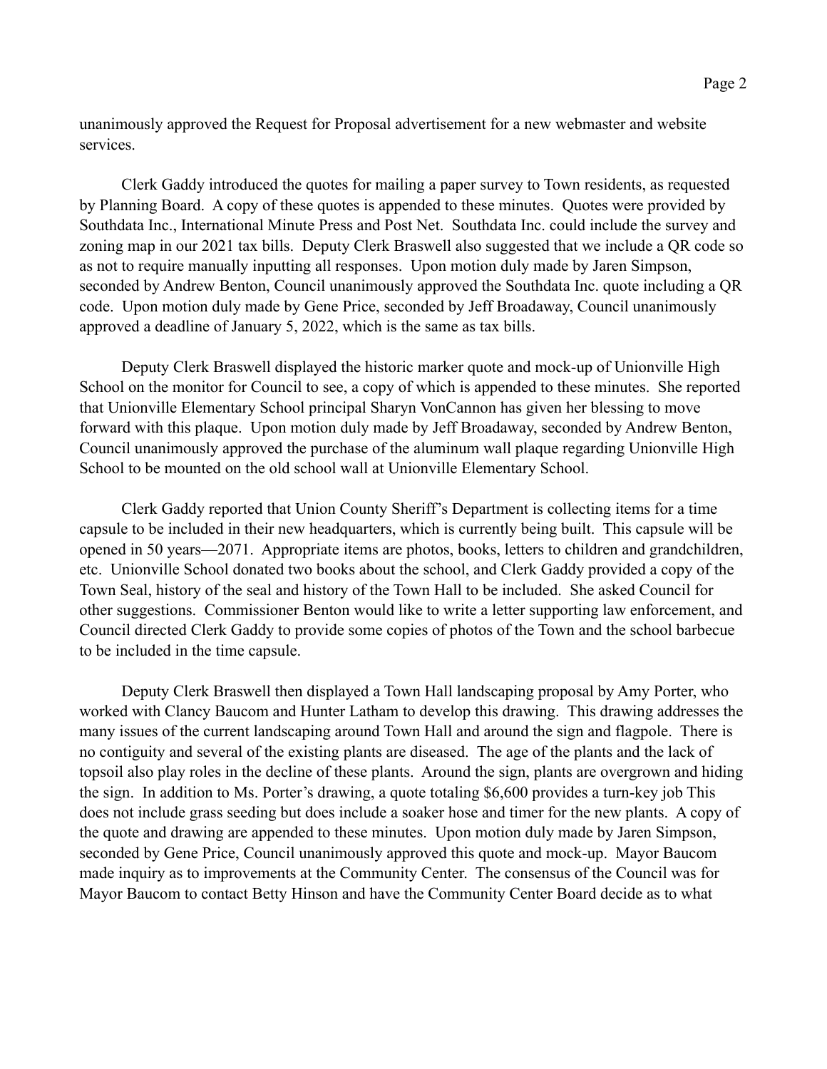unanimously approved the Request for Proposal advertisement for a new webmaster and website services.

Clerk Gaddy introduced the quotes for mailing a paper survey to Town residents, as requested by Planning Board. A copy of these quotes is appended to these minutes. Quotes were provided by Southdata Inc., International Minute Press and Post Net. Southdata Inc. could include the survey and zoning map in our 2021 tax bills. Deputy Clerk Braswell also suggested that we include a QR code so as not to require manually inputting all responses. Upon motion duly made by Jaren Simpson, seconded by Andrew Benton, Council unanimously approved the Southdata Inc. quote including a QR code. Upon motion duly made by Gene Price, seconded by Jeff Broadaway, Council unanimously approved a deadline of January 5, 2022, which is the same as tax bills.

Deputy Clerk Braswell displayed the historic marker quote and mock-up of Unionville High School on the monitor for Council to see, a copy of which is appended to these minutes. She reported that Unionville Elementary School principal Sharyn VonCannon has given her blessing to move forward with this plaque. Upon motion duly made by Jeff Broadaway, seconded by Andrew Benton, Council unanimously approved the purchase of the aluminum wall plaque regarding Unionville High School to be mounted on the old school wall at Unionville Elementary School.

Clerk Gaddy reported that Union County Sheriff's Department is collecting items for a time capsule to be included in their new headquarters, which is currently being built. This capsule will be opened in 50 years—2071. Appropriate items are photos, books, letters to children and grandchildren, etc. Unionville School donated two books about the school, and Clerk Gaddy provided a copy of the Town Seal, history of the seal and history of the Town Hall to be included. She asked Council for other suggestions. Commissioner Benton would like to write a letter supporting law enforcement, and Council directed Clerk Gaddy to provide some copies of photos of the Town and the school barbecue to be included in the time capsule.

Deputy Clerk Braswell then displayed a Town Hall landscaping proposal by Amy Porter, who worked with Clancy Baucom and Hunter Latham to develop this drawing. This drawing addresses the many issues of the current landscaping around Town Hall and around the sign and flagpole. There is no contiguity and several of the existing plants are diseased. The age of the plants and the lack of topsoil also play roles in the decline of these plants. Around the sign, plants are overgrown and hiding the sign. In addition to Ms. Porter's drawing, a quote totaling $6,600 provides a turn-key job This does not include grass seeding but does include a soaker hose and timer for the new plants. A copy of the quote and drawing are appended to these minutes. Upon motion duly made by Jaren Simpson, seconded by Gene Price, Council unanimously approved this quote and mock-up. Mayor Baucom made inquiry as to improvements at the Community Center. The consensus of the Council was for Mayor Baucom to contact Betty Hinson and have the Community Center Board decide as to what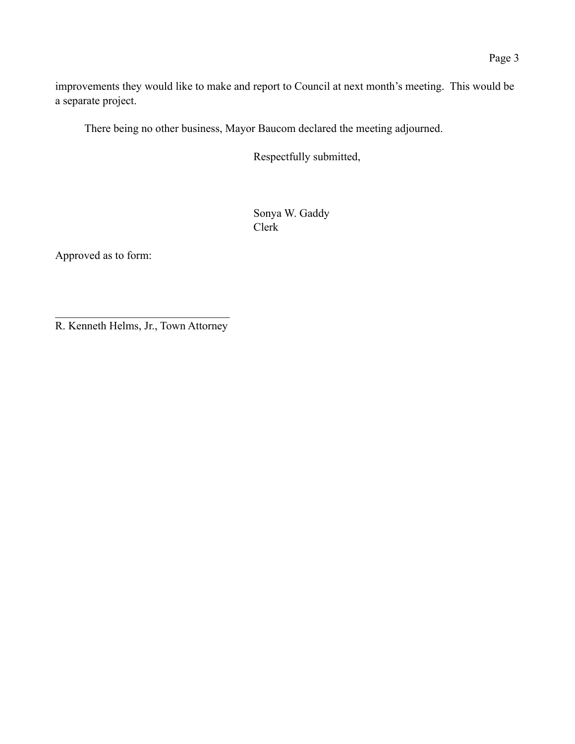improvements they would like to make and report to Council at next month's meeting. This would be a separate project.

There being no other business, Mayor Baucom declared the meeting adjourned.

Respectfully submitted,

Sonya W. Gaddy
Clerk

Approved as to form:

\_\_\_\_\_\_\_\_\_\_\_\_\_\_\_\_\_\_\_\_\_\_\_\_\_\_\_\_\_\_\_\_
R. Kenneth Helms, Jr., Town Attorney